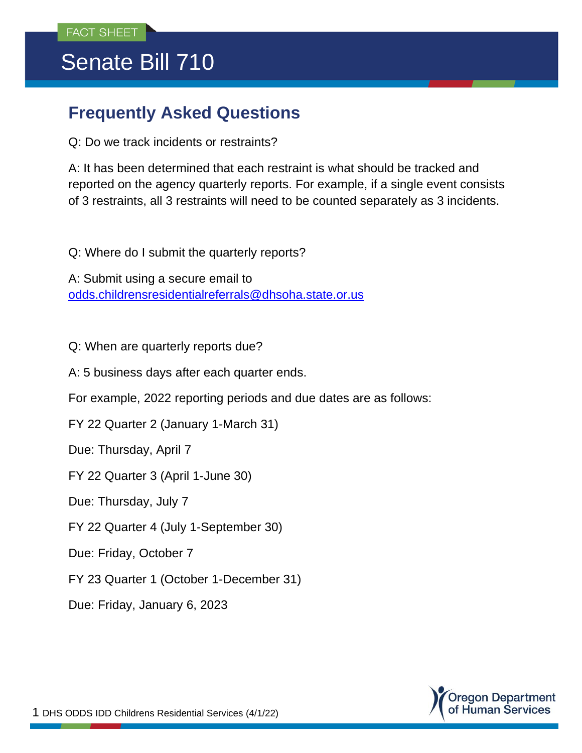FACT SHEET

# Senate Bill 710

## Frequently Asked Questions

Q: Do we track incidents or restraints?

A: It has been determined that each restraint is what should be tracked and reported on the agency quarterly reports. For example, if a single event consists of 3 restraints, all 3 restraints will need to be counted separately as 3 incidents.

Q: Where do I submit the quarterly reports?

A: Submit using a secure email to [odds.childrensresidentialreferrals@dhsoha.state.or.us](mailto:odds.childrensresidentialreferrals@dhsoha.state.or.us)

Q: When are quarterly reports due?

A: 5 business days after each quarter ends.

For example, 2022 reporting periods and due dates are as follows:

FY 22 Quarter 2 (January 1-March 31)

Due: Thursday, April 7

FY 22 Quarter 3 (April 1-June 30)

Due: Thursday, July 7

FY 22 Quarter 4 (July 1-September 30)

Due: Friday, October 7

FY 23 Quarter 1 (October 1-December 31)

Due: Friday, January 6, 2023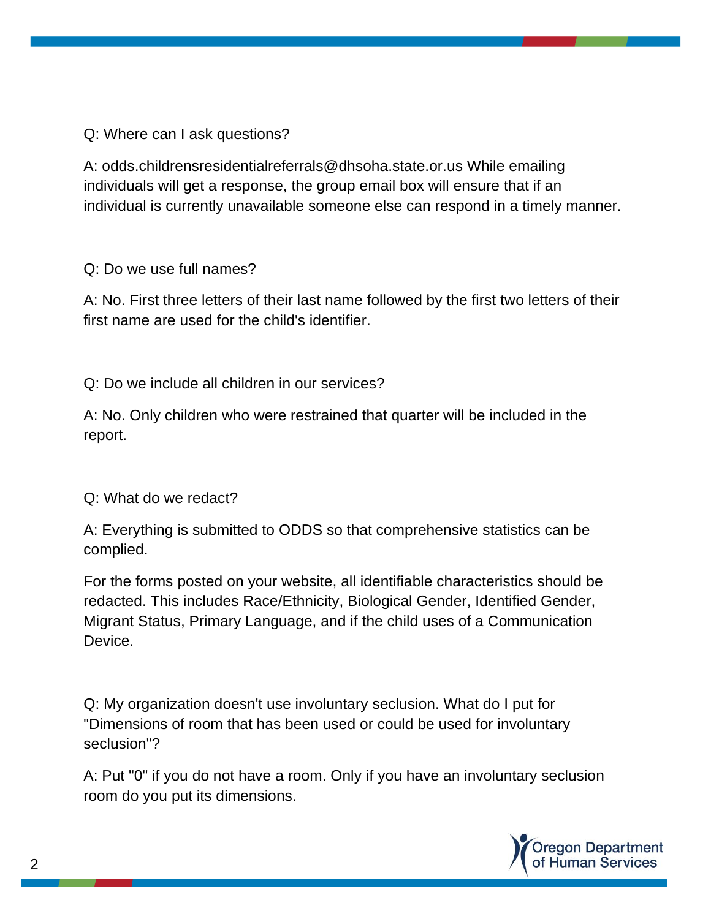Q: Where can I ask questions?

A: odds.childrensresidentialreferrals@dhsoha.state.or.us While emailing individuals will get a response, the group email box will ensure that if an individual is currently unavailable someone else can respond in a timely manner.

Q: Do we use full names?

A: No. First three letters of their last name followed by the first two letters of their first name are used for the child's identifier.

Q: Do we include all children in our services?

A: No. Only children who were restrained that quarter will be included in the report.

Q: What do we redact?

A: Everything is submitted to ODDS so that comprehensive statistics can be complied.

For the forms posted on your website, all identifiable characteristics should be redacted. This includes Race/Ethnicity, Biological Gender, Identified Gender, Migrant Status, Primary Language, and if the child uses of a Communication Device.

Q: My organization doesn't use involuntary seclusion. What do I put for "Dimensions of room that has been used or could be used for involuntary seclusion"?

A: Put "0" if you do not have a room. Only if you have an involuntary seclusion room do you put its dimensions.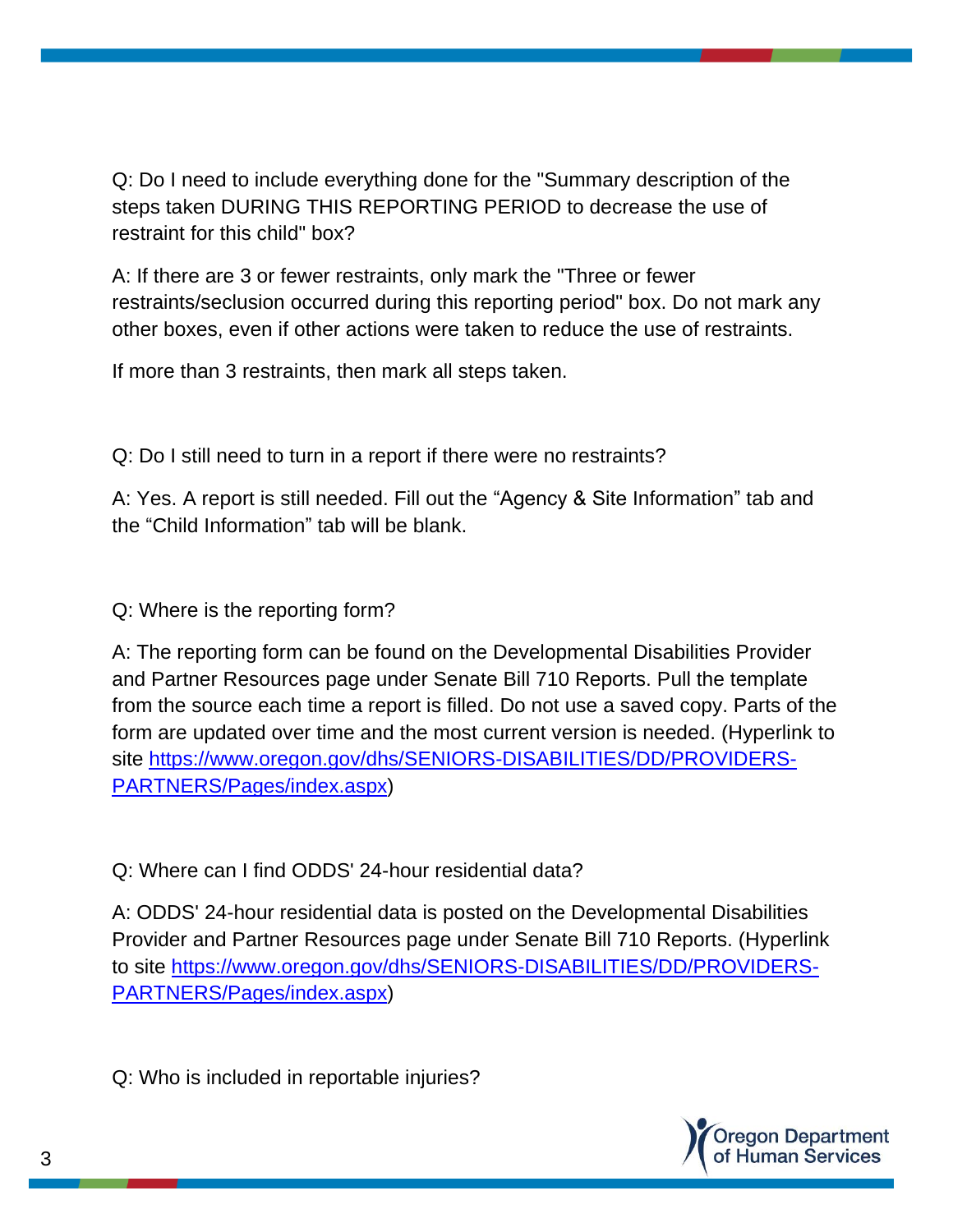Q: Do I need to include everything done for the "Summary description of the steps taken DURING THIS REPORTING PERIOD to decrease the use of restraint for this child" box?

A: If there are 3 or fewer restraints, only mark the "Three or fewer restraints/seclusion occurred during this reporting period" box. Do not mark any other boxes, even if other actions were taken to reduce the use of restraints.

If more than 3 restraints, then mark all steps taken.

Q: Do I still need to turn in a report if there were no restraints?

A: Yes. A report is still needed. Fill out the “Agency & Site Information” tab and the “Child Information” tab will be blank.

Q: Where is the reporting form?

A: The reporting form can be found on the Developmental Disabilities Provider and Partner Resources page under Senate Bill 710 Reports. Pull the template from the source each time a report is filled. Do not use a saved copy. Parts of the form are updated over time and the most current version is needed. (Hyperlink to site [https://www.oregon.gov/dhs/SENIORS-DISABILITIES/DD/PROVIDERS-PARTNERS/Pages/index.aspx](https://www.oregon.gov/dhs/SENIORS-DISABILITIES/DD/PROVIDERS-PARTNERS/Pages/index.aspx))

Q: Where can I find ODDS' 24-hour residential data?

A: ODDS' 24-hour residential data is posted on the Developmental Disabilities Provider and Partner Resources page under Senate Bill 710 Reports. (Hyperlink to site [https://www.oregon.gov/dhs/SENIORS-DISABILITIES/DD/PROVIDERS-PARTNERS/Pages/index.aspx](https://www.oregon.gov/dhs/SENIORS-DISABILITIES/DD/PROVIDERS-PARTNERS/Pages/index.aspx))

Q: Who is included in reportable injuries?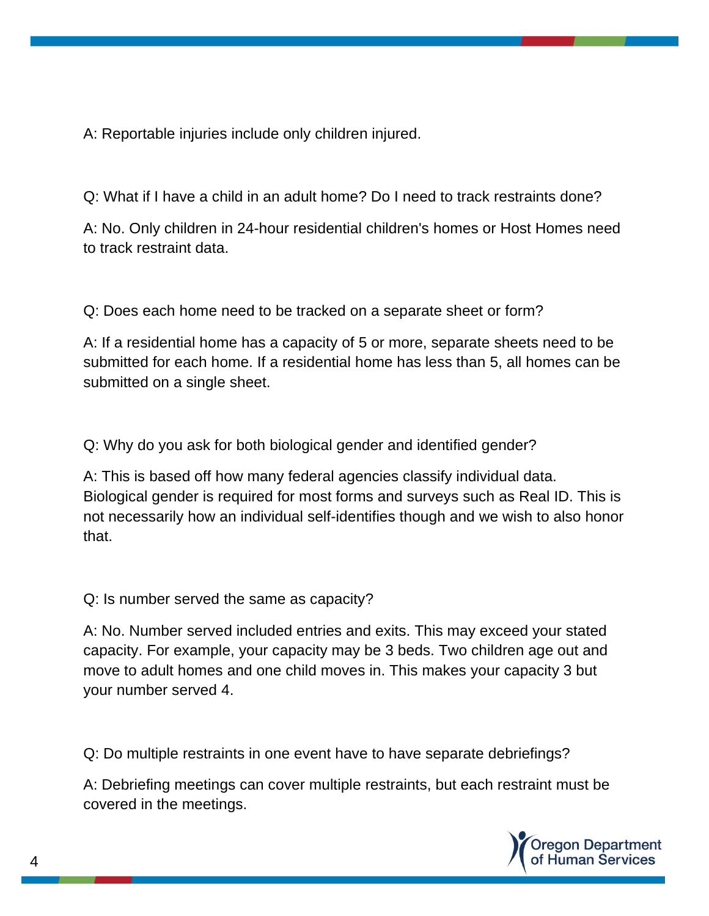A: Reportable injuries include only children injured.

Q: What if I have a child in an adult home? Do I need to track restraints done?

A: No. Only children in 24-hour residential children's homes or Host Homes need to track restraint data.

Q: Does each home need to be tracked on a separate sheet or form?

A: If a residential home has a capacity of 5 or more, separate sheets need to be submitted for each home. If a residential home has less than 5, all homes can be submitted on a single sheet.

Q: Why do you ask for both biological gender and identified gender?

A: This is based off how many federal agencies classify individual data. Biological gender is required for most forms and surveys such as Real ID. This is not necessarily how an individual self-identifies though and we wish to also honor that.

Q: Is number served the same as capacity?

A: No. Number served included entries and exits. This may exceed your stated capacity. For example, your capacity may be 3 beds. Two children age out and move to adult homes and one child moves in. This makes your capacity 3 but your number served 4.

Q: Do multiple restraints in one event have to have separate debriefings?

A: Debriefing meetings can cover multiple restraints, but each restraint must be covered in the meetings.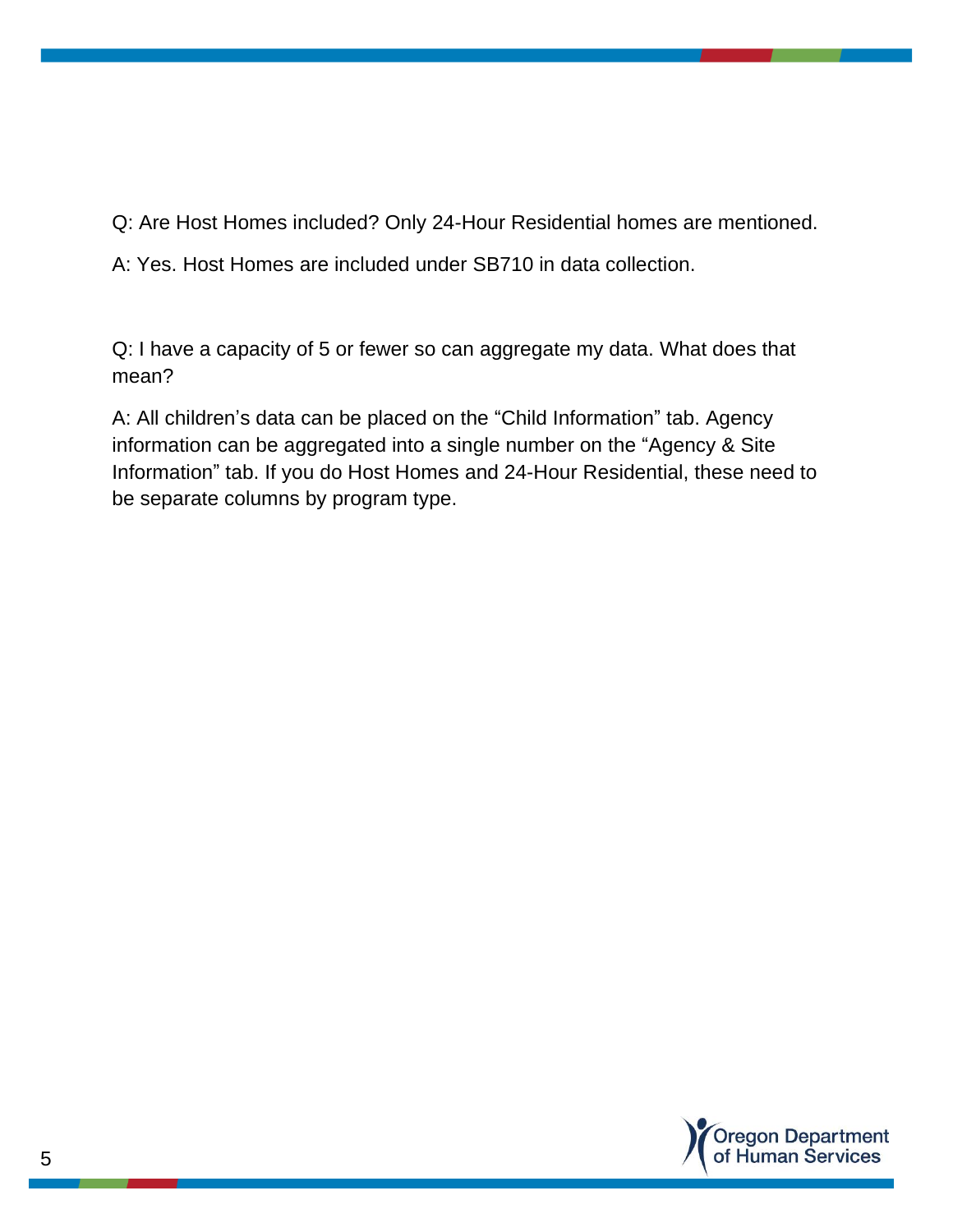Q: Are Host Homes included? Only 24-Hour Residential homes are mentioned.

A: Yes. Host Homes are included under SB710 in data collection.

Q: I have a capacity of 5 or fewer so can aggregate my data. What does that mean?

A: All children's data can be placed on the "Child Information" tab. Agency information can be aggregated into a single number on the "Agency & Site Information" tab. If you do Host Homes and 24-Hour Residential, these need to be separate columns by program type.